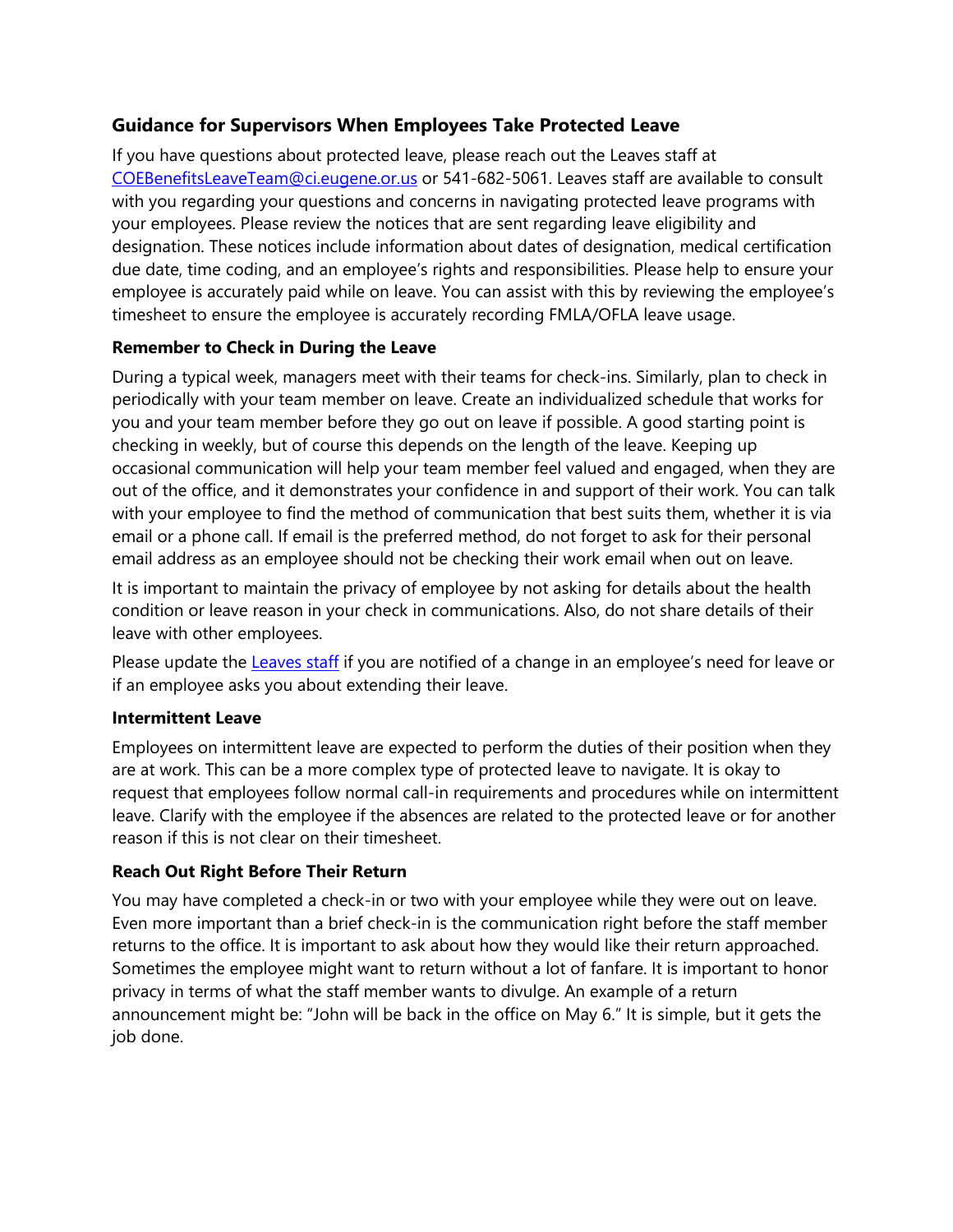## Guidance for Supervisors When Employees Take Protected Leave

If you have questions about protected leave, please reach out the Leaves staff at [COEBenefitsLeaveTeam@ci.eugene.or.us](mailto:COEBenefitsLeaveTeam@ci.eugene.or.us) or 541-682-5061. Leaves staff are available to consult with you regarding your questions and concerns in navigating protected leave programs with your employees. Please review the notices that are sent regarding leave eligibility and designation. These notices include information about dates of designation, medical certification due date, time coding, and an employee's rights and responsibilities. Please help to ensure your employee is accurately paid while on leave. You can assist with this by reviewing the employee's timesheet to ensure the employee is accurately recording FMLA/OFLA leave usage.

### Remember to Check in During the Leave

During a typical week, managers meet with their teams for check-ins. Similarly, plan to check in periodically with your team member on leave. Create an individualized schedule that works for you and your team member before they go out on leave if possible. A good starting point is checking in weekly, but of course this depends on the length of the leave. Keeping up occasional communication will help your team member feel valued and engaged, when they are out of the office, and it demonstrates your confidence in and support of their work. You can talk with your employee to find the method of communication that best suits them, whether it is via email or a phone call. If email is the preferred method, do not forget to ask for their personal email address as an employee should not be checking their work email when out on leave.

It is important to maintain the privacy of employee by not asking for details about the health condition or leave reason in your check in communications. Also, do not share details of their leave with other employees.

Please update the Leaves staff if you are notified of a change in an employee's need for leave or if an employee asks you about extending their leave.

### Intermittent Leave

Employees on intermittent leave are expected to perform the duties of their position when they are at work. This can be a more complex type of protected leave to navigate. It is okay to request that employees follow normal call-in requirements and procedures while on intermittent leave. Clarify with the employee if the absences are related to the protected leave or for another reason if this is not clear on their timesheet.

### Reach Out Right Before Their Return

You may have completed a check-in or two with your employee while they were out on leave. Even more important than a brief check-in is the communication right before the staff member returns to the office. It is important to ask about how they would like their return approached. Sometimes the employee might want to return without a lot of fanfare. It is important to honor privacy in terms of what the staff member wants to divulge. An example of a return announcement might be: "John will be back in the office on May 6." It is simple, but it gets the job done.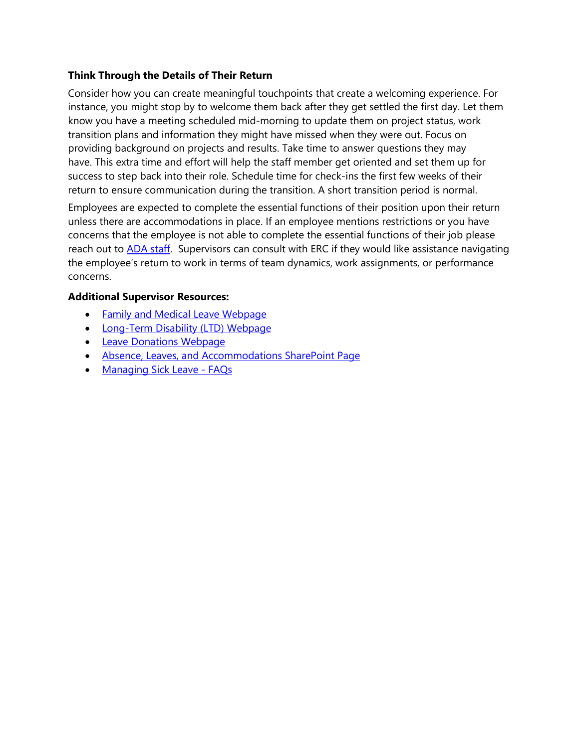**Think Through the Details of Their Return**

Consider how you can create meaningful touchpoints that create a welcoming experience. For instance, you might stop by to welcome them back after they get settled the first day. Let them know you have a meeting scheduled mid-morning to update them on project status, work transition plans and information they might have missed when they were out. Focus on providing background on projects and results. Take time to answer questions they may have. This extra time and effort will help the staff member get oriented and set them up for success to step back into their role. Schedule time for check-ins the first few weeks of their return to ensure communication during the transition. A short transition period is normal.

Employees are expected to complete the essential functions of their position upon their return unless there are accommodations in place. If an employee mentions restrictions or you have concerns that the employee is not able to complete the essential functions of their job please reach out to ADA staff. Supervisors can consult with ERC if they would like assistance navigating the employee's return to work in terms of team dynamics, work assignments, or performance concerns.

**Additional Supervisor Resources:**

- Family and Medical Leave Webpage
- Long-Term Disability (LTD) Webpage
- Leave Donations Webpage
- Absence, Leaves, and Accommodations SharePoint Page
- Managing Sick Leave - FAQs